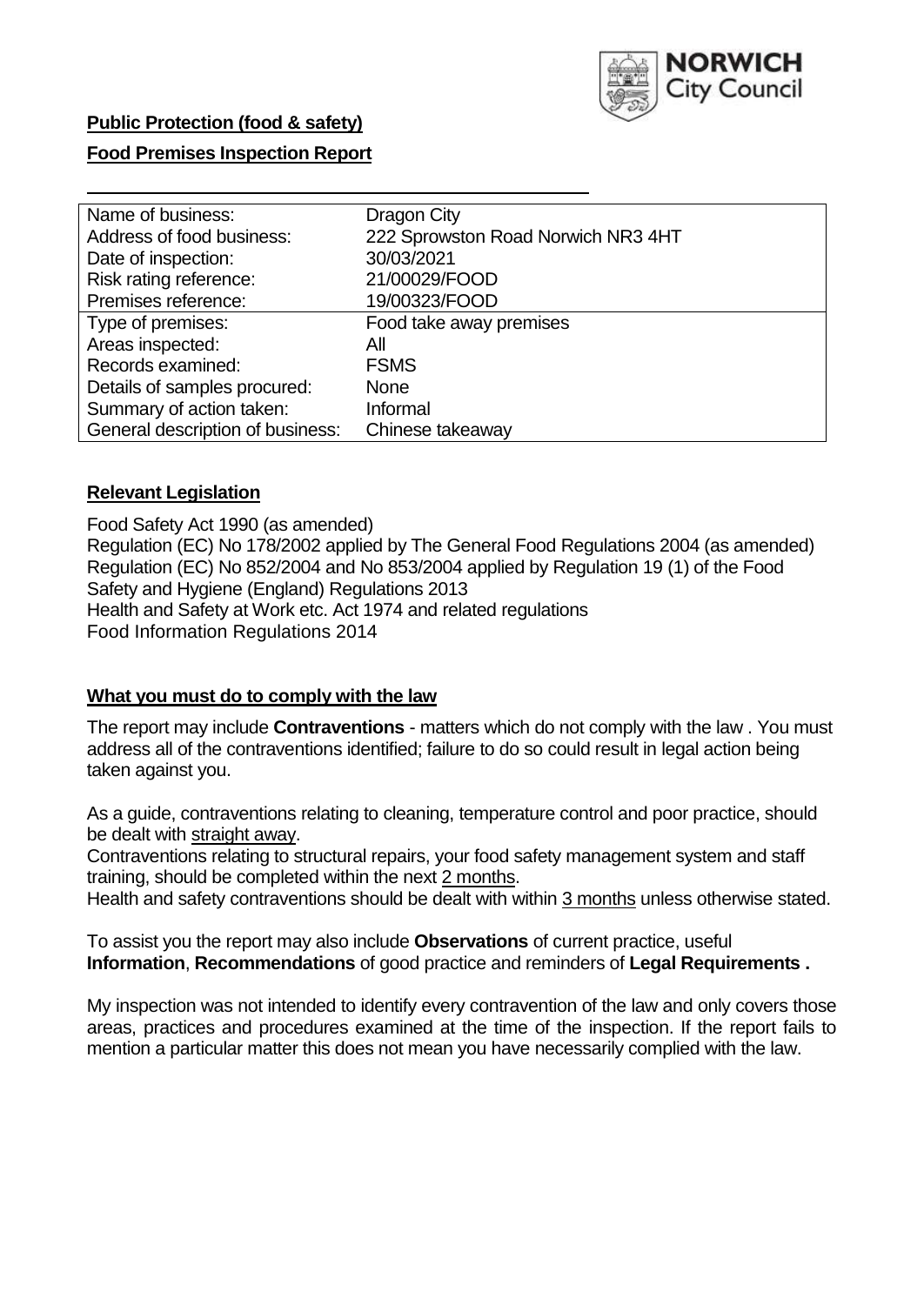**Public Protection (food & safety)**

**Food Premises Inspection Report**

| Name of business: | Dragon City |
|---|---|
| Address of food business: | 222 Sprowston Road Norwich NR3 4HT |
| Date of inspection: | 30/03/2021 |
| Risk rating reference: | 21/00029/FOOD |
| Premises reference: | 19/00323/FOOD |
| Type of premises: | Food take away premises |
| Areas inspected: | All |
| Records examined: | FSMS |
| Details of samples procured: | None |
| Summary of action taken: | Informal |
| General description of business: | Chinese takeaway |

**Relevant Legislation**

Food Safety Act 1990 (as amended)
Regulation (EC) No 178/2002 applied by The General Food Regulations 2004 (as amended)
Regulation (EC) No 852/2004 and No 853/2004 applied by Regulation 19 (1) of the Food Safety and Hygiene (England) Regulations 2013
Health and Safety at Work etc. Act 1974 and related regulations
Food Information Regulations 2014

**What you must do to comply with the law**

The report may include **Contraventions** - matters which do not comply with the law . You must address all of the contraventions identified; failure to do so could result in legal action being taken against you.

As a guide, contraventions relating to cleaning, temperature control and poor practice, should be dealt with straight away.

Contraventions relating to structural repairs, your food safety management system and staff training, should be completed within the next 2 months.

Health and safety contraventions should be dealt with within 3 months unless otherwise stated.

To assist you the report may also include **Observations** of current practice, useful **Information**, **Recommendations** of good practice and reminders of **Legal Requirements .**

My inspection was not intended to identify every contravention of the law and only covers those areas, practices and procedures examined at the time of the inspection. If the report fails to mention a particular matter this does not mean you have necessarily complied with the law.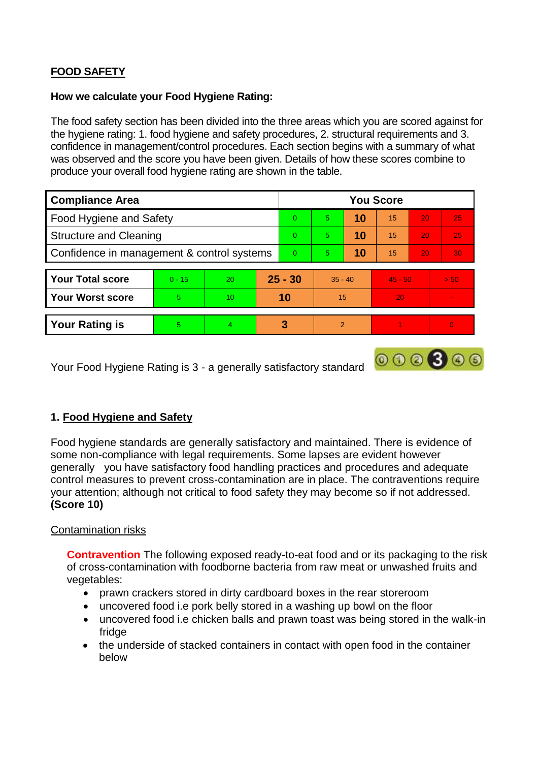## FOOD SAFETY

**How we calculate your Food Hygiene Rating:**

The food safety section has been divided into the three areas which you are scored against for the hygiene rating: 1. food hygiene and safety procedures, 2. structural requirements and 3. confidence in management/control procedures. Each section begins with a summary of what was observed and the score you have been given. Details of how these scores combine to produce your overall food hygiene rating are shown in the table.

| Compliance Area | You Score | | | | | |
|---|---|---|---|---|---|---|
| Food Hygiene and Safety | 0 | 5 | **10** | 15 | 20 | 25 |
| Structural and Cleaning | 0 | 5 | **10** | 15 | 20 | 25 |
| Confidence in management & control systems | 0 | 5 | **10** | 15 | 20 | 30 |

| | | | | | | |
|---|---|---|---|---|---|---|
| **Your Total score** | 0 - 15 | 20 | **25 - 30** | 35 - 40 | 45 - 50 | > 50 |
| **Your Worst score** | 5 | 10 | **10** | 15 | 20 | - |

| | | | | | | |
|---|---|---|---|---|---|---|
| **Your Rating is** | 5 | 4 | **3** | 2 | 1 | 0 |

Your Food Hygiene Rating is 3 - a generally satisfactory standard

### 1. Food Hygiene and Safety

Food hygiene standards are generally satisfactory and maintained. There is evidence of some non-compliance with legal requirements. Some lapses are evident however generally you have satisfactory food handling practices and procedures and adequate control measures to prevent cross-contamination are in place. The contraventions require your attention; although not critical to food safety they may become so if not addressed. **(Score 10)**

Contamination risks

**Contravention** The following exposed ready-to-eat food and or its packaging to the risk of cross-contamination with foodborne bacteria from raw meat or unwashed fruits and vegetables:

- prawn crackers stored in dirty cardboard boxes in the rear storeroom
- uncovered food i.e pork belly stored in a washing up bowl on the floor
- uncovered food i.e chicken balls and prawn toast was being stored in the walk-in fridge
- the underside of stacked containers in contact with open food in the container below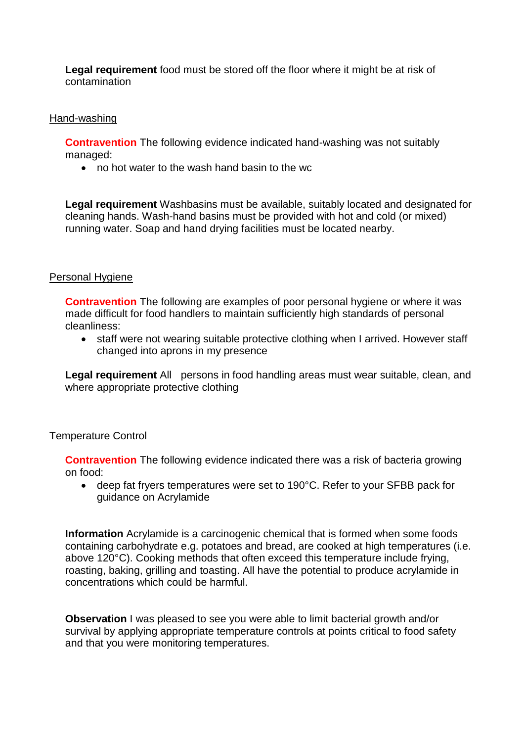**Legal requirement** food must be stored off the floor where it might be at risk of contamination

Hand-washing

**Contravention** The following evidence indicated hand-washing was not suitably managed:

- no hot water to the wash hand basin to the wc

**Legal requirement** Washbasins must be available, suitably located and designated for cleaning hands. Wash-hand basins must be provided with hot and cold (or mixed) running water. Soap and hand drying facilities must be located nearby.

Personal Hygiene

**Contravention** The following are examples of poor personal hygiene or where it was made difficult for food handlers to maintain sufficiently high standards of personal cleanliness:

- staff were not wearing suitable protective clothing when I arrived. However staff changed into aprons in my presence

**Legal requirement** All persons in food handling areas must wear suitable, clean, and where appropriate protective clothing

Temperature Control

**Contravention** The following evidence indicated there was a risk of bacteria growing on food:

- deep fat fryers temperatures were set to 190°C. Refer to your SFBB pack for guidance on Acrylamide

**Information** Acrylamide is a carcinogenic chemical that is formed when some foods containing carbohydrate e.g. potatoes and bread, are cooked at high temperatures (i.e. above 120°C). Cooking methods that often exceed this temperature include frying, roasting, baking, grilling and toasting. All have the potential to produce acrylamide in concentrations which could be harmful.

**Observation** I was pleased to see you were able to limit bacterial growth and/or survival by applying appropriate temperature controls at points critical to food safety and that you were monitoring temperatures.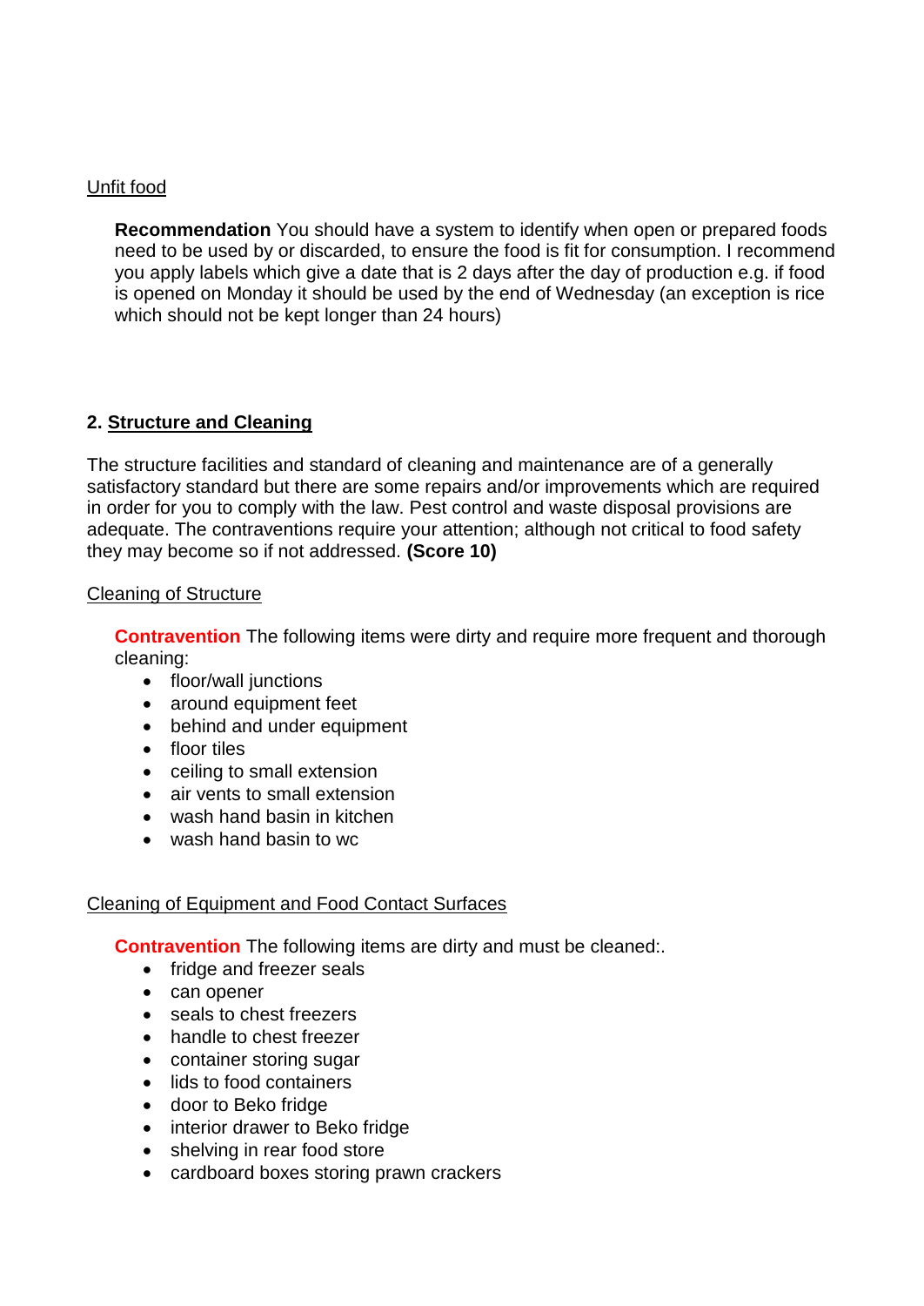Unfit food

**Recommendation** You should have a system to identify when open or prepared foods need to be used by or discarded, to ensure the food is fit for consumption. I recommend you apply labels which give a date that is 2 days after the day of production e.g. if food is opened on Monday it should be used by the end of Wednesday (an exception is rice which should not be kept longer than 24 hours)

## 2. Structure and Cleaning

The structure facilities and standard of cleaning and maintenance are of a generally satisfactory standard but there are some repairs and/or improvements which are required in order for you to comply with the law. Pest control and waste disposal provisions are adequate. The contraventions require your attention; although not critical to food safety they may become so if not addressed. **(Score 10)**

Cleaning of Structure

**Contravention** The following items were dirty and require more frequent and thorough cleaning:

- floor/wall junctions
- around equipment feet
- behind and under equipment
- floor tiles
- ceiling to small extension
- air vents to small extension
- wash hand basin in kitchen
- wash hand basin to wc

Cleaning of Equipment and Food Contact Surfaces

**Contravention** The following items are dirty and must be cleaned:.

- fridge and freezer seals
- can opener
- seals to chest freezers
- handle to chest freezer
- container storing sugar
- lids to food containers
- door to Beko fridge
- interior drawer to Beko fridge
- shelving in rear food store
- cardboard boxes storing prawn crackers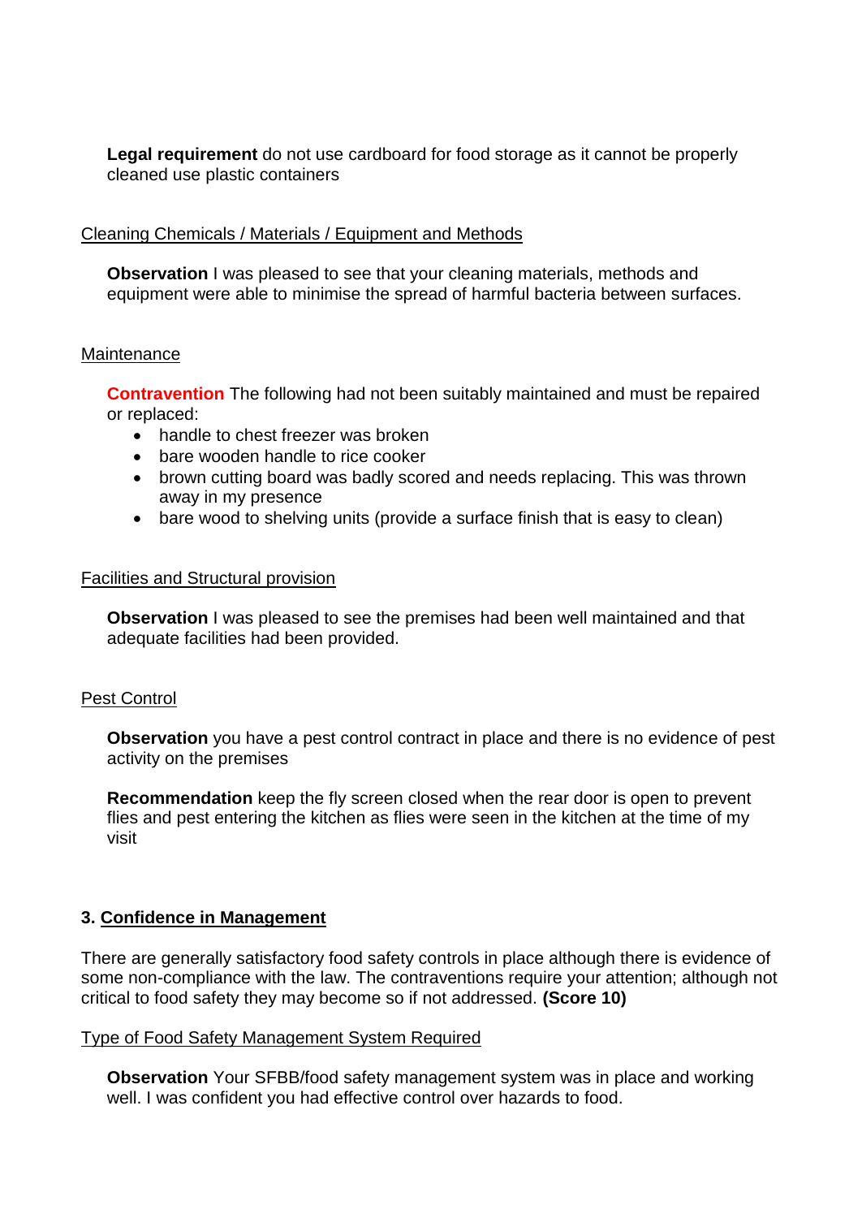**Legal requirement** do not use cardboard for food storage as it cannot be properly cleaned use plastic containers

Cleaning Chemicals / Materials / Equipment and Methods

**Observation** I was pleased to see that your cleaning materials, methods and equipment were able to minimise the spread of harmful bacteria between surfaces.

Maintenance

**Contravention** The following had not been suitably maintained and must be repaired or replaced:

- handle to chest freezer was broken
- bare wooden handle to rice cooker
- brown cutting board was badly scored and needs replacing. This was thrown away in my presence
- bare wood to shelving units (provide a surface finish that is easy to clean)

Facilities and Structural provision

**Observation** I was pleased to see the premises had been well maintained and that adequate facilities had been provided.

Pest Control

**Observation** you have a pest control contract in place and there is no evidence of pest activity on the premises

**Recommendation** keep the fly screen closed when the rear door is open to prevent flies and pest entering the kitchen as flies were seen in the kitchen at the time of my visit

## 3. Confidence in Management

There are generally satisfactory food safety controls in place although there is evidence of some non-compliance with the law. The contraventions require your attention; although not critical to food safety they may become so if not addressed. **(Score 10)**

Type of Food Safety Management System Required

**Observation** Your SFBB/food safety management system was in place and working well. I was confident you had effective control over hazards to food.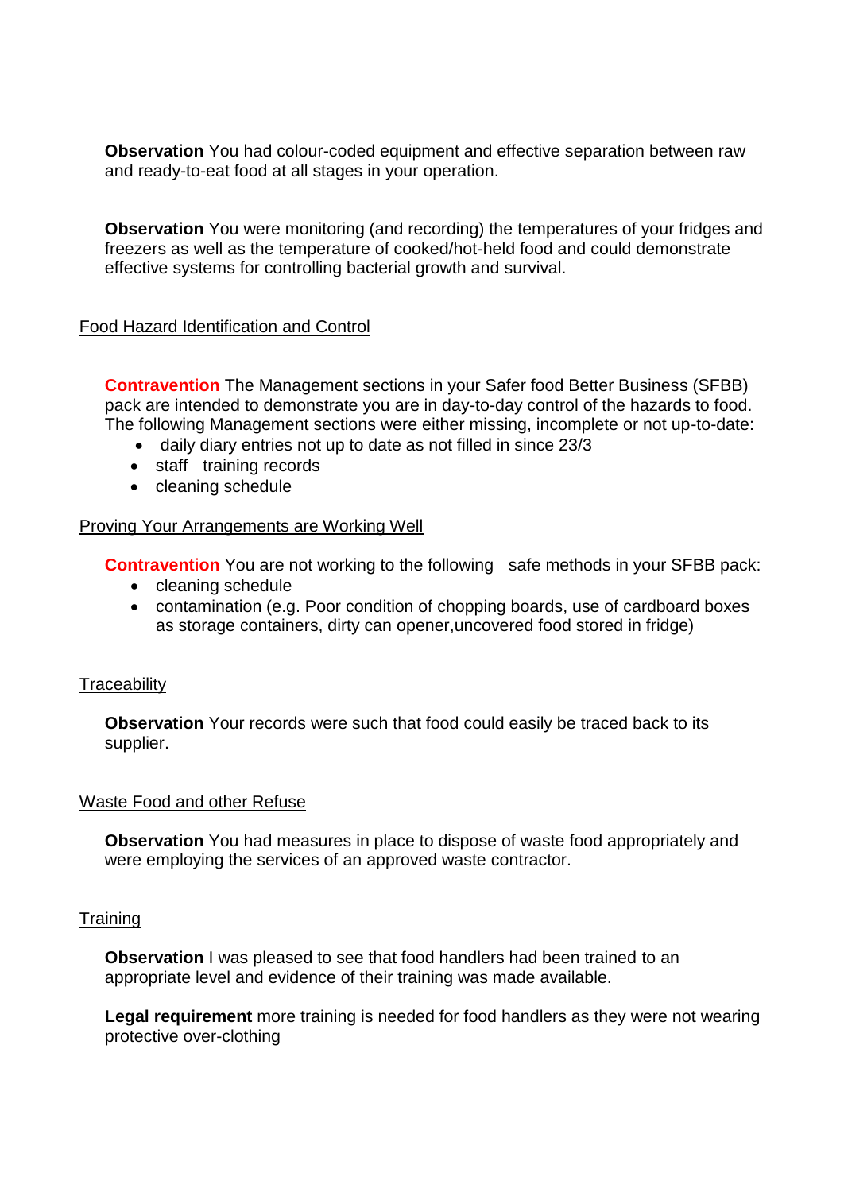**Observation** You had colour-coded equipment and effective separation between raw and ready-to-eat food at all stages in your operation.

**Observation** You were monitoring (and recording) the temperatures of your fridges and freezers as well as the temperature of cooked/hot-held food and could demonstrate effective systems for controlling bacterial growth and survival.

Food Hazard Identification and Control

**Contravention** The Management sections in your Safer food Better Business (SFBB) pack are intended to demonstrate you are in day-to-day control of the hazards to food. The following Management sections were either missing, incomplete or not up-to-date:

- daily diary entries not up to date as not filled in since 23/3
- staff training records
- cleaning schedule

Proving Your Arrangements are Working Well

**Contravention** You are not working to the following safe methods in your SFBB pack:

- cleaning schedule
- contamination (e.g. Poor condition of chopping boards, use of cardboard boxes as storage containers, dirty can opener,uncovered food stored in fridge)

Traceability

**Observation** Your records were such that food could easily be traced back to its supplier.

Waste Food and other Refuse

**Observation** You had measures in place to dispose of waste food appropriately and were employing the services of an approved waste contractor.

Training

**Observation** I was pleased to see that food handlers had been trained to an appropriate level and evidence of their training was made available.

**Legal requirement** more training is needed for food handlers as they were not wearing protective over-clothing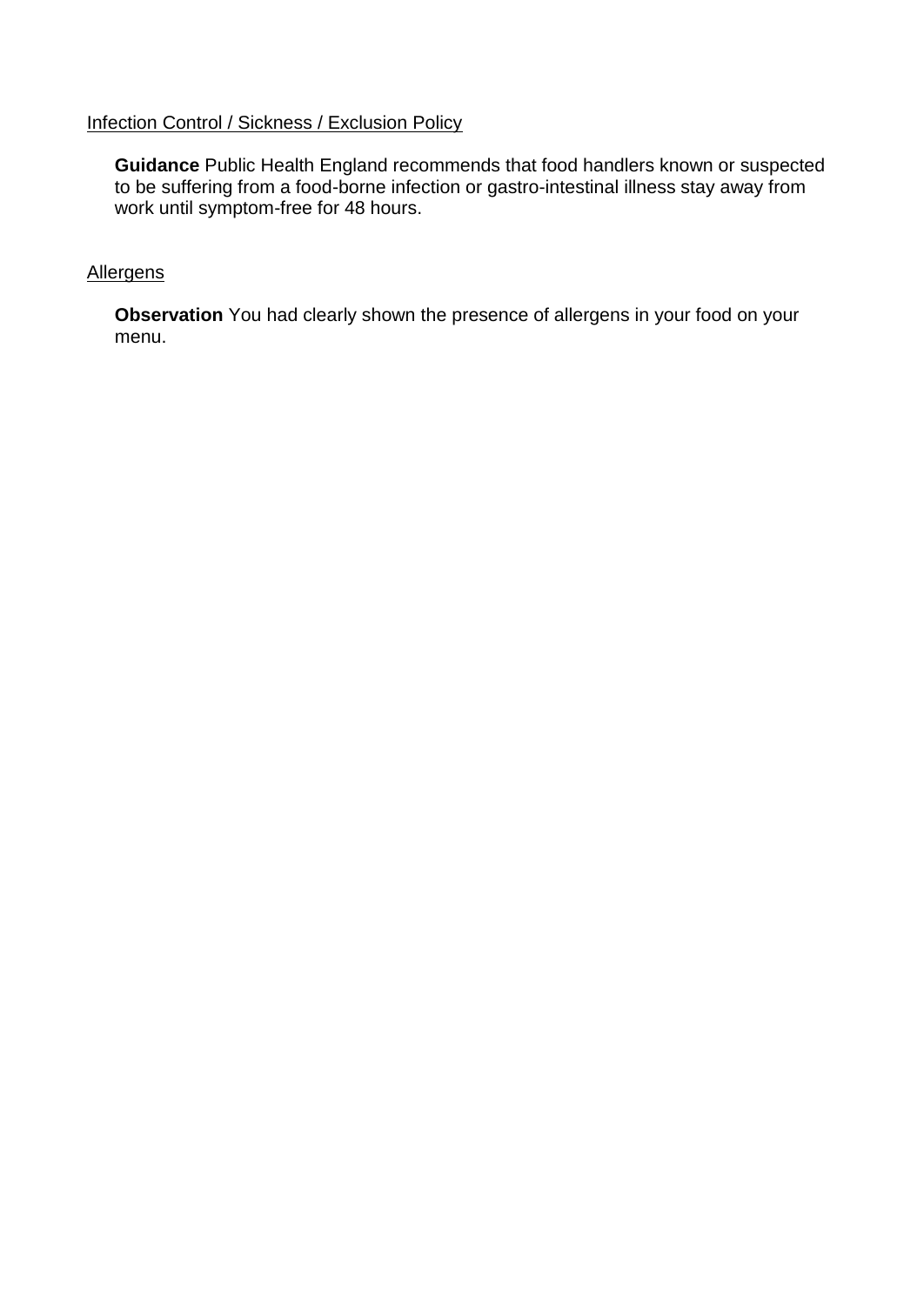Infection Control / Sickness / Exclusion Policy

**Guidance** Public Health England recommends that food handlers known or suspected to be suffering from a food-borne infection or gastro-intestinal illness stay away from work until symptom-free for 48 hours.

Allergens

**Observation** You had clearly shown the presence of allergens in your food on your menu.